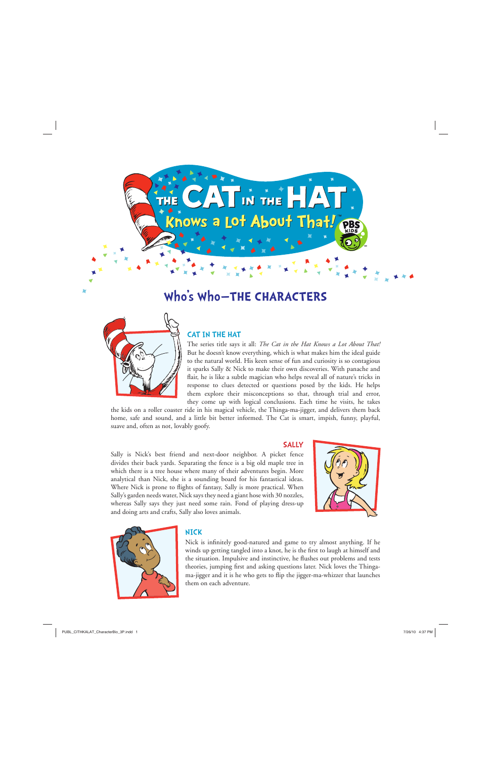# THE CAT IN THE HAT Knows a Lot About That!™

## Who's Who—THE CHARACTERS

### CAT IN THE HAT

The series title says it all: *The Cat in the Hat Knows a Lot About That!* But he doesn't know everything, which is what makes him the ideal guide to the natural world. His keen sense of fun and curiosity is so contagious it sparks Sally & Nick to make their own discoveries. With panache and flair, he is like a subtle magician who helps reveal all of nature's tricks in response to clues detected or questions posed by the kids. He helps them explore their misconceptions so that, through trial and error, they come up with logical conclusions. Each time he visits, he takes the kids on a roller coaster ride in his magical vehicle, the Thinga-ma-jigger, and delivers them back home, safe and sound, and a little bit better informed. The Cat is smart, impish, funny, playful, suave and, often as not, lovably goofy.

### SALLY

Sally is Nick's best friend and next-door neighbor. A picket fence divides their back yards. Separating the fence is a big old maple tree in which there is a tree house where many of their adventures begin. More analytical than Nick, she is a sounding board for his fantastical ideas. Where Nick is prone to flights of fantasy, Sally is more practical. When Sally's garden needs water, Nick says they need a giant hose with 30 nozzles, whereas Sally says they just need some rain. Fond of playing dress-up and doing arts and crafts, Sally also loves animals.

### NICK

Nick is infinitely good-natured and game to try almost anything. If he winds up getting tangled into a knot, he is the first to laugh at himself and the situation. Impulsive and instinctive, he flushes out problems and tests theories, jumping first and asking questions later. Nick loves the Thinga-ma-jigger and it is he who gets to flip the jigger-ma-whizzer that launches them on each adventure.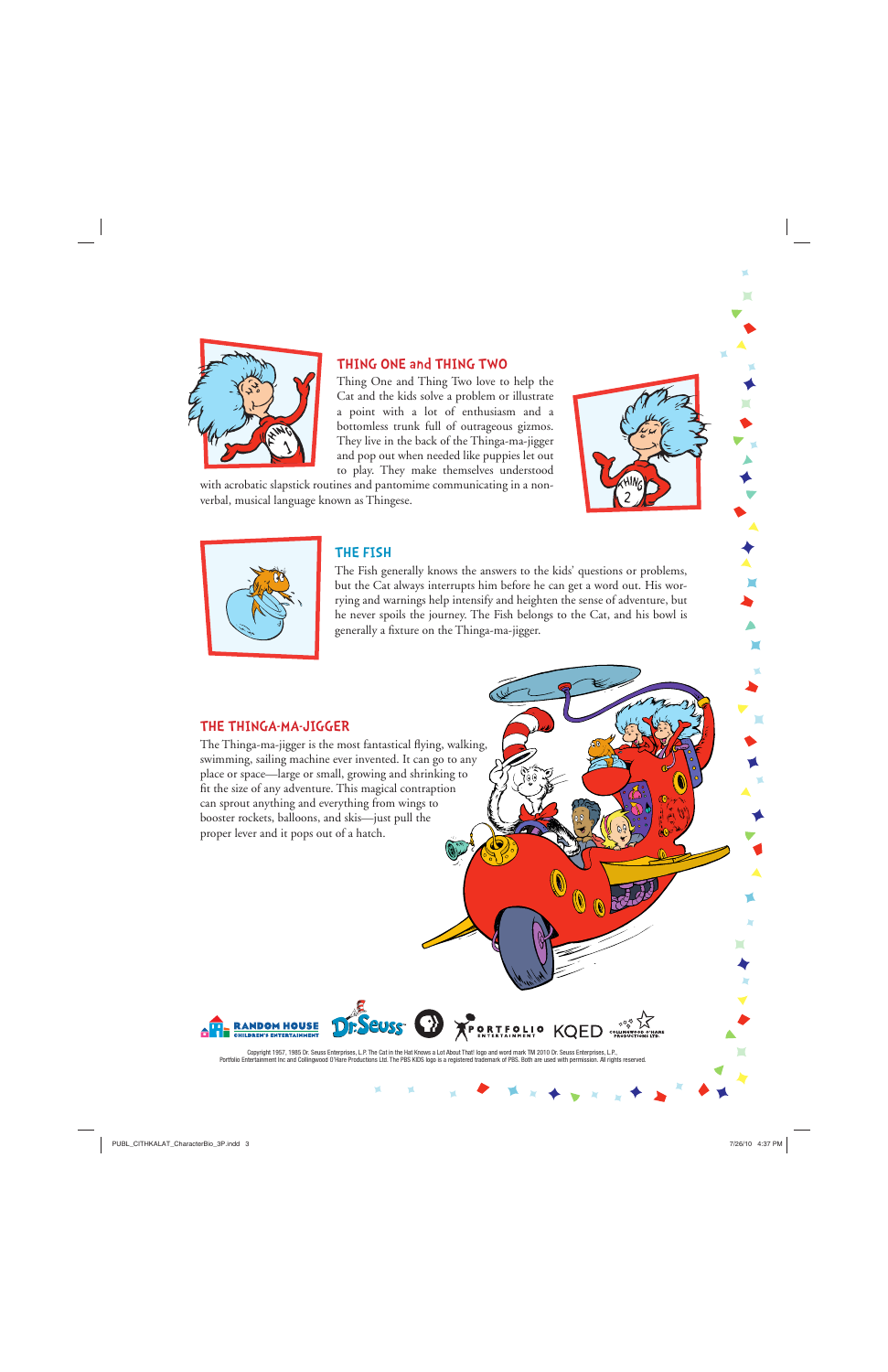## THING ONE and THING TWO

Thing One and Thing Two love to help the Cat and the kids solve a problem or illustrate a point with a lot of enthusiasm and a bottomless trunk full of outrageous gizmos. They live in the back of the Thinga-ma-jigger and pop out when needed like puppies let out to play. They make themselves understood with acrobatic slapstick routines and pantomime communicating in a non-verbal, musical language known as Thingese.

## THE FISH

The Fish generally knows the answers to the kids' questions or problems, but the Cat always interrupts him before he can get a word out. His worrying and warnings help intensify and heighten the sense of adventure, but he never spoils the journey. The Fish belongs to the Cat, and his bowl is generally a fixture on the Thinga-ma-jigger.

## THE THINGA-MA-JIGGER

The Thinga-ma-jigger is the most fantastical flying, walking, swimming, sailing machine ever invented. It can go to any place or space—large or small, growing and shrinking to fit the size of any adventure. This magical contraption can sprout anything and everything from wings to booster rockets, balloons, and skis—just pull the proper lever and it pops out of a hatch.

RANDOM HOUSE CHILDREN'S ENTERTAINMENT Dr. Seuss PORTFOLIO ENTERTAINMENT KQED COLLINGWOOD O'HARE PRODUCTIONS LTD.

Copyright 1957, 1985 Dr. Seuss Enterprises, L.P. The Cat in the Hat Knows a Lot About That! logo and word mark TM 2010 Dr. Seuss Enterprises, L.P., Portfolio Entertainment Inc and Collingwood O'Hare Productions Ltd. The PBS KIDS logo is a registered trademark of PBS. Both are used with permission. All rights reserved.